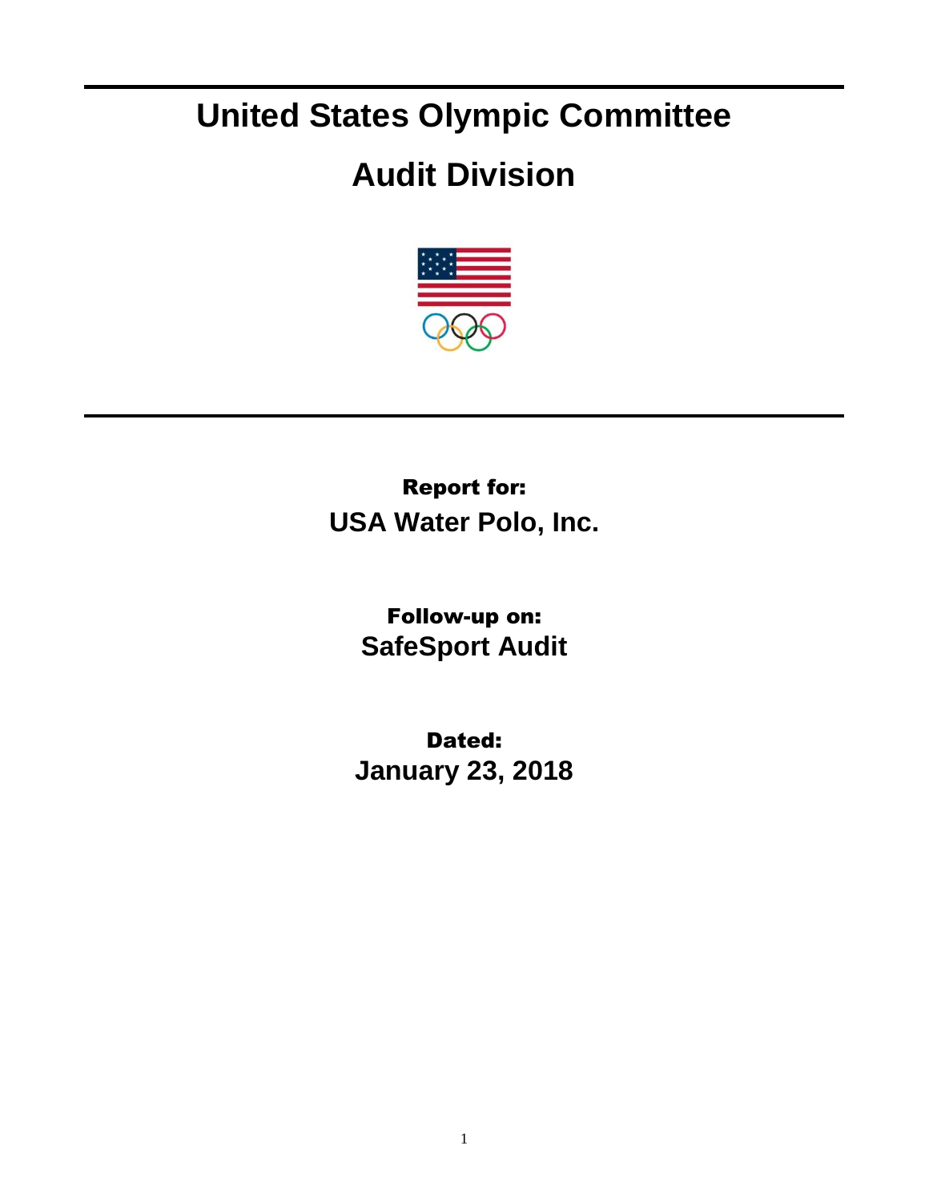# United States Olympic Committee

# Audit Division

**Report for:**

**USA Water Polo, Inc.**

**Follow-up on:**

**SafeSport Audit**

**Dated:**

**January 23, 2018**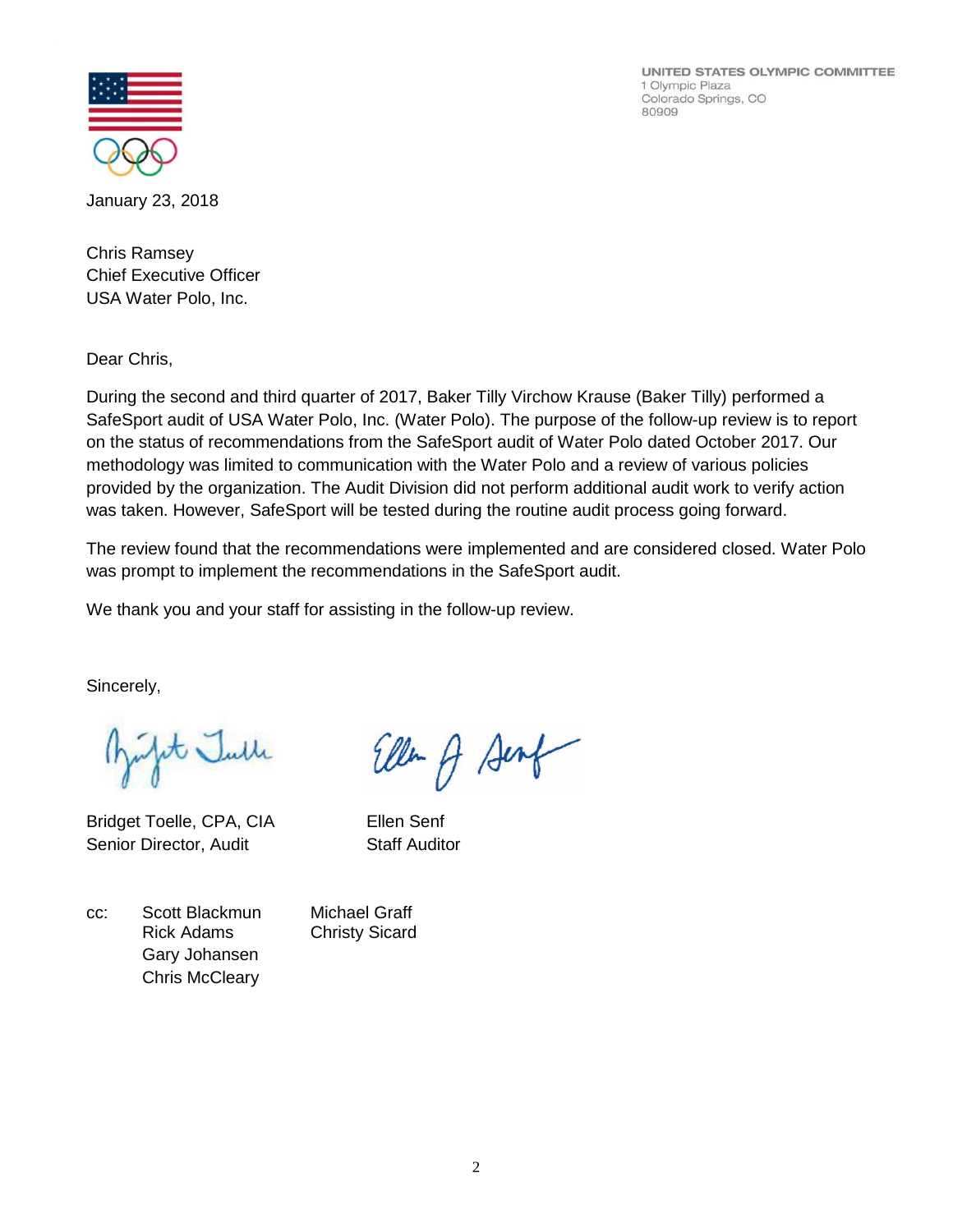UNITED STATES OLYMPIC COMMITTEE
1 Olympic Plaza
Colorado Springs, CO
80909

January 23, 2018

Chris Ramsey
Chief Executive Officer
USA Water Polo, Inc.

Dear Chris,

During the second and third quarter of 2017, Baker Tilly Virchow Krause (Baker Tilly) performed a SafeSport audit of USA Water Polo, Inc. (Water Polo). The purpose of the follow-up review is to report on the status of recommendations from the SafeSport audit of Water Polo dated October 2017. Our methodology was limited to communication with the Water Polo and a review of various policies provided by the organization. The Audit Division did not perform additional audit work to verify action was taken. However, SafeSport will be tested during the routine audit process going forward.

The review found that the recommendations were implemented and are considered closed. Water Polo was prompt to implement the recommendations in the SafeSport audit.

We thank you and your staff for assisting in the follow-up review.

Sincerely,

Bridget Toelle, CPA, CIA
Senior Director, Audit

Ellen Senf
Staff Auditor

cc: Scott Blackmun
Rick Adams
Gary Johansen
Chris McCleary
Michael Graff
Christy Sicard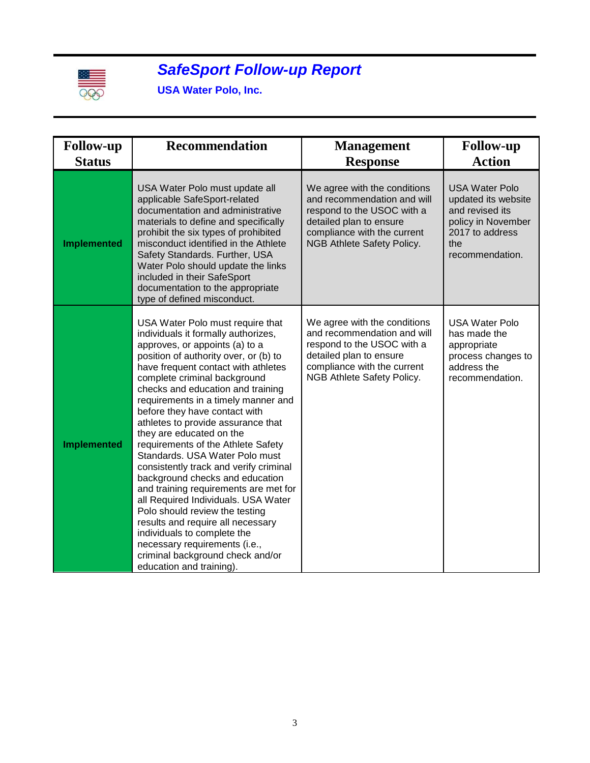# *SafeSport Follow-up Report*

**USA Water Polo, Inc.**

| Follow-up Status | Recommendation | Management Response | Follow-up Action |
|---|---|---|---|
| **Implemented** | USA Water Polo must update all applicable SafeSport-related documentation and administrative materials to define and specifically prohibit the six types of prohibited misconduct identified in the Athlete Safety Standards. Further, USA Water Polo should update the links included in their SafeSport documentation to the appropriate type of defined misconduct. | We agree with the conditions and recommendation and will respond to the USOC with a detailed plan to ensure compliance with the current NGB Athlete Safety Policy. | USA Water Polo updated its website and revised its policy in November 2017 to address the recommendation. |
| **Implemented** | USA Water Polo must require that individuals it formally authorizes, approves, or appoints (a) to a position of authority over, or (b) to have frequent contact with athletes complete criminal background checks and education and training requirements in a timely manner and before they have contact with athletes to provide assurance that they are educated on the requirements of the Athlete Safety Standards. USA Water Polo must consistently track and verify criminal background checks and education and training requirements are met for all Required Individuals. USA Water Polo should review the testing results and require all necessary individuals to complete the necessary requirements (i.e., criminal background check and/or education and training). | We agree with the conditions and recommendation and will respond to the USOC with a detailed plan to ensure compliance with the current NGB Athlete Safety Policy. | USA Water Polo has made the appropriate process changes to address the recommendation. |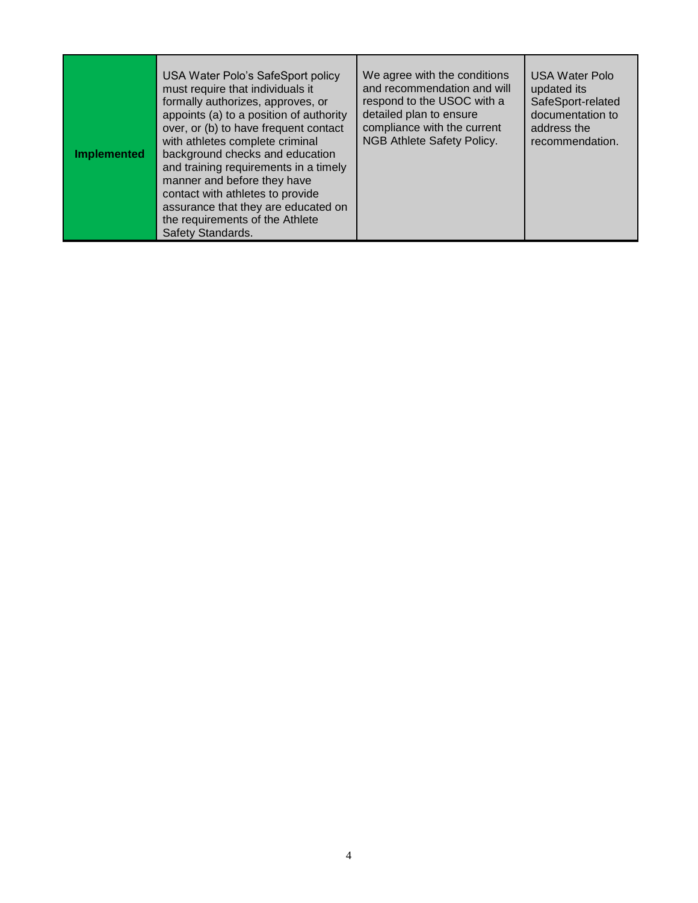| | | | |
|---|---|---|---|
| **Implemented** | USA Water Polo's SafeSport policy must require that individuals it formally authorizes, approves, or appoints (a) to a position of authority over, or (b) to have frequent contact with athletes complete criminal background checks and education and training requirements in a timely manner and before they have contact with athletes to provide assurance that they are educated on the requirements of the Athlete Safety Standards. | We agree with the conditions and recommendation and will respond to the USOC with a detailed plan to ensure compliance with the current NGB Athlete Safety Policy. | USA Water Polo updated its SafeSport-related documentation to address the recommendation. |